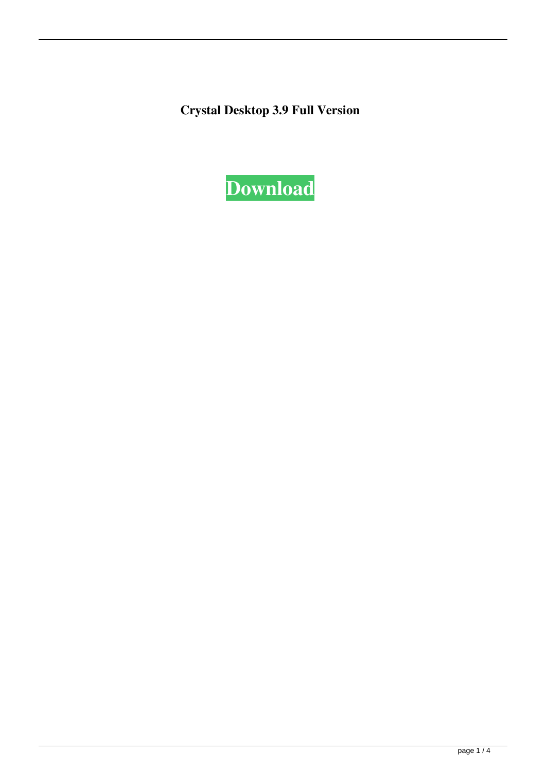**Crystal Desktop 3.9 Full Version**

**Download**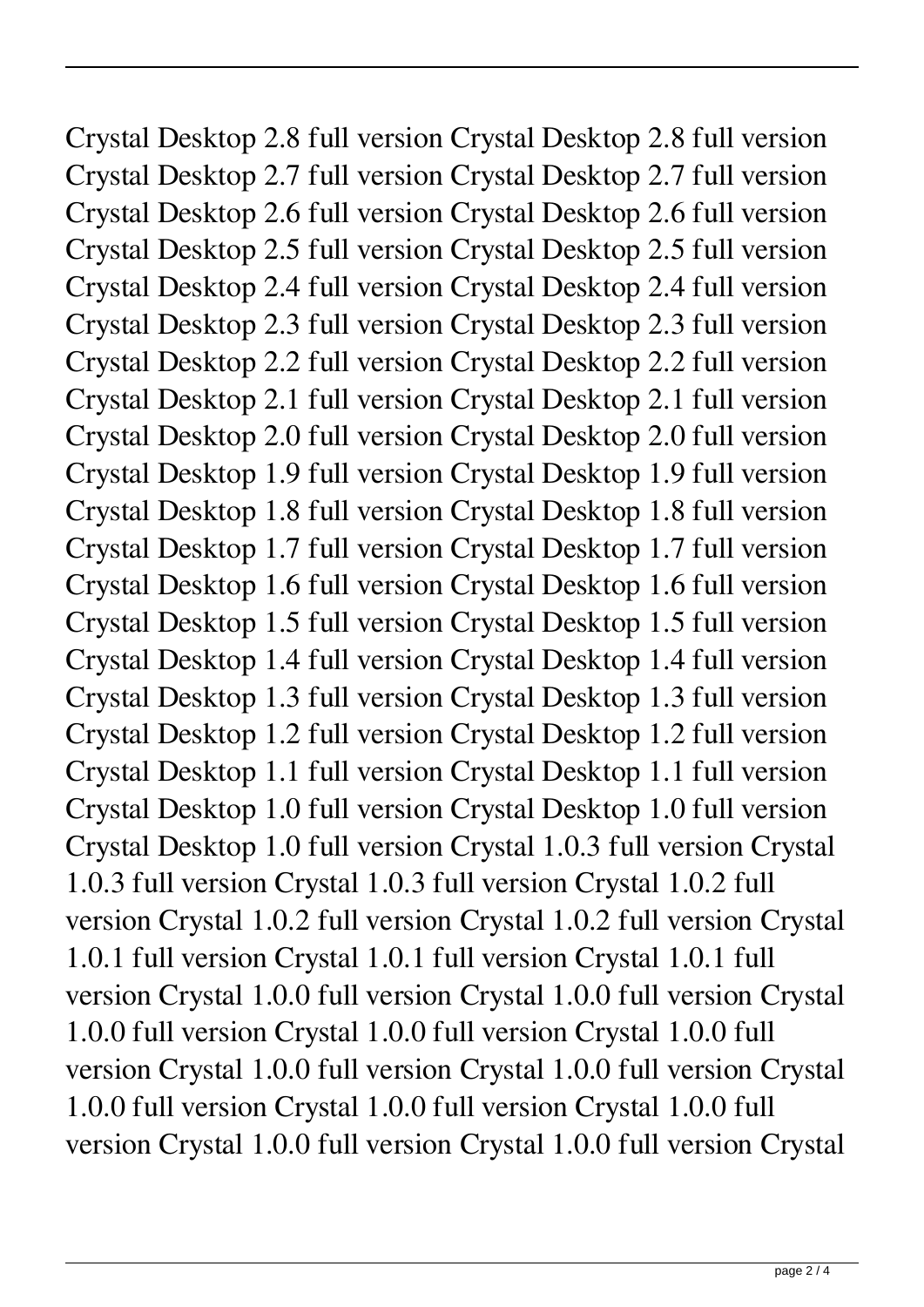Crystal Desktop 2.8 full version Crystal Desktop 2.8 full version Crystal Desktop 2.7 full version Crystal Desktop 2.7 full version Crystal Desktop 2.6 full version Crystal Desktop 2.6 full version Crystal Desktop 2.5 full version Crystal Desktop 2.5 full version Crystal Desktop 2.4 full version Crystal Desktop 2.4 full version Crystal Desktop 2.3 full version Crystal Desktop 2.3 full version Crystal Desktop 2.2 full version Crystal Desktop 2.2 full version Crystal Desktop 2.1 full version Crystal Desktop 2.1 full version Crystal Desktop 2.0 full version Crystal Desktop 2.0 full version Crystal Desktop 1.9 full version Crystal Desktop 1.9 full version Crystal Desktop 1.8 full version Crystal Desktop 1.8 full version Crystal Desktop 1.7 full version Crystal Desktop 1.7 full version Crystal Desktop 1.6 full version Crystal Desktop 1.6 full version Crystal Desktop 1.5 full version Crystal Desktop 1.5 full version Crystal Desktop 1.4 full version Crystal Desktop 1.4 full version Crystal Desktop 1.3 full version Crystal Desktop 1.3 full version Crystal Desktop 1.2 full version Crystal Desktop 1.2 full version Crystal Desktop 1.1 full version Crystal Desktop 1.1 full version Crystal Desktop 1.0 full version Crystal Desktop 1.0 full version Crystal Desktop 1.0 full version Crystal 1.0.3 full version Crystal 1.0.3 full version Crystal 1.0.3 full version Crystal 1.0.2 full version Crystal 1.0.2 full version Crystal 1.0.2 full version Crystal 1.0.1 full version Crystal 1.0.1 full version Crystal 1.0.1 full version Crystal 1.0.0 full version Crystal 1.0.0 full version Crystal 1.0.0 full version Crystal 1.0.0 full version Crystal 1.0.0 full version Crystal 1.0.0 full version Crystal 1.0.0 full version Crystal 1.0.0 full version Crystal 1.0.0 full version Crystal 1.0.0 full version Crystal 1.0.0 full version Crystal 1.0.0 full version Crystal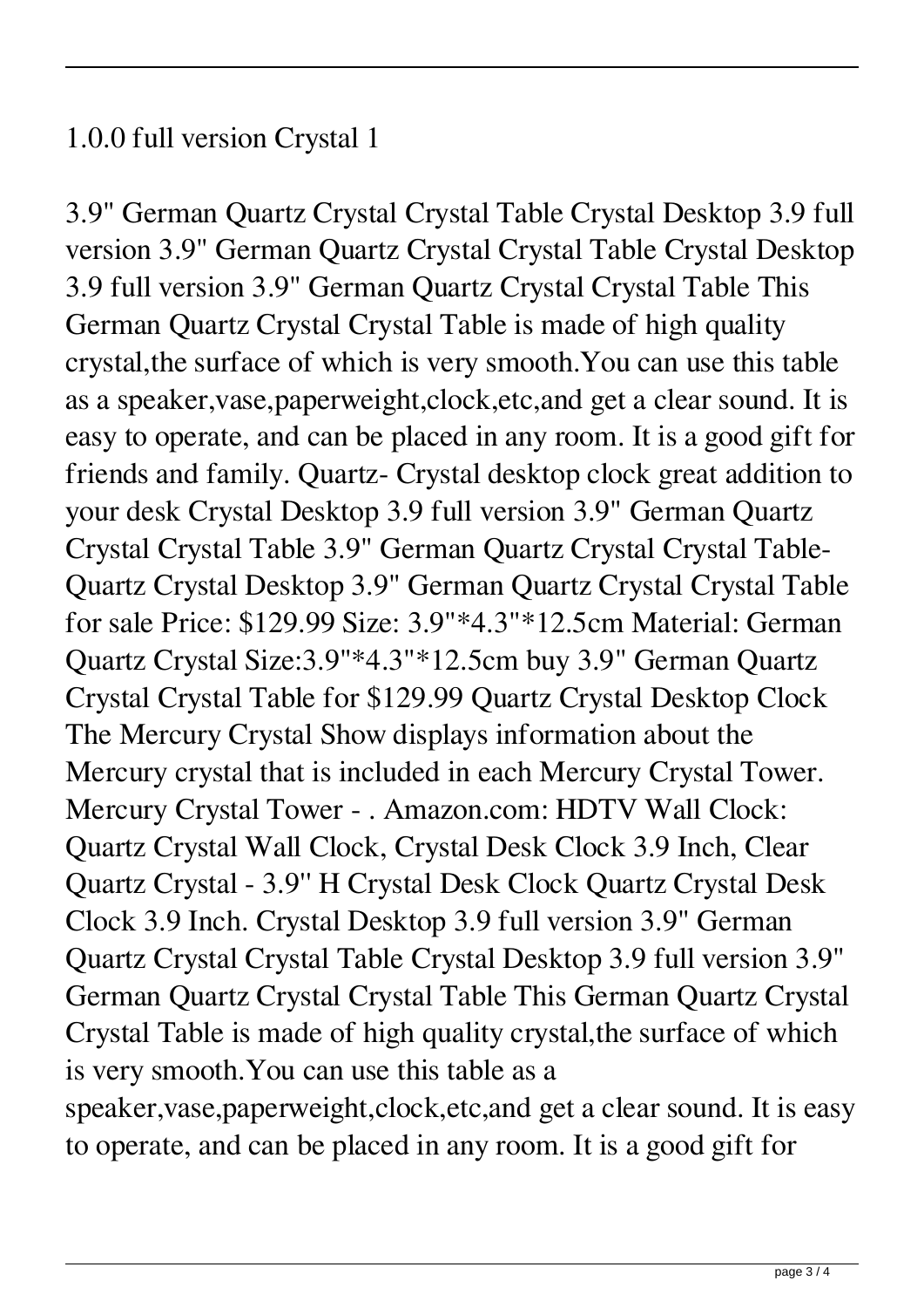1.0.0 full version Crystal 1

3.9" German Quartz Crystal Crystal Table Crystal Desktop 3.9 full version 3.9" German Quartz Crystal Crystal Table Crystal Desktop 3.9 full version 3.9" German Quartz Crystal Crystal Table This German Quartz Crystal Crystal Table is made of high quality crystal,the surface of which is very smooth.You can use this table as a speaker,vase,paperweight,clock,etc,and get a clear sound. It is easy to operate, and can be placed in any room. It is a good gift for friends and family. Quartz- Crystal desktop clock great addition to your desk Crystal Desktop 3.9 full version 3.9" German Quartz Crystal Crystal Table 3.9" German Quartz Crystal Crystal Table- Quartz Crystal Desktop 3.9" German Quartz Crystal Crystal Table for sale Price: $129.99 Size: 3.9"*4.3"*12.5cm Material: German Quartz Crystal Size:3.9"*4.3"*12.5cm buy 3.9" German Quartz Crystal Crystal Table for $129.99 Quartz Crystal Desktop Clock The Mercury Crystal Show displays information about the Mercury crystal that is included in each Mercury Crystal Tower. Mercury Crystal Tower - . Amazon.com: HDTV Wall Clock: Quartz Crystal Wall Clock, Crystal Desk Clock 3.9 Inch, Clear Quartz Crystal - 3.9'' H Crystal Desk Clock Quartz Crystal Desk Clock 3.9 Inch. Crystal Desktop 3.9 full version 3.9" German Quartz Crystal Crystal Table Crystal Desktop 3.9 full version 3.9" German Quartz Crystal Crystal Table This German Quartz Crystal Crystal Table is made of high quality crystal,the surface of which is very smooth.You can use this table as a speaker,vase,paperweight,clock,etc,and get a clear sound. It is easy to operate, and can be placed in any room. It is a good gift for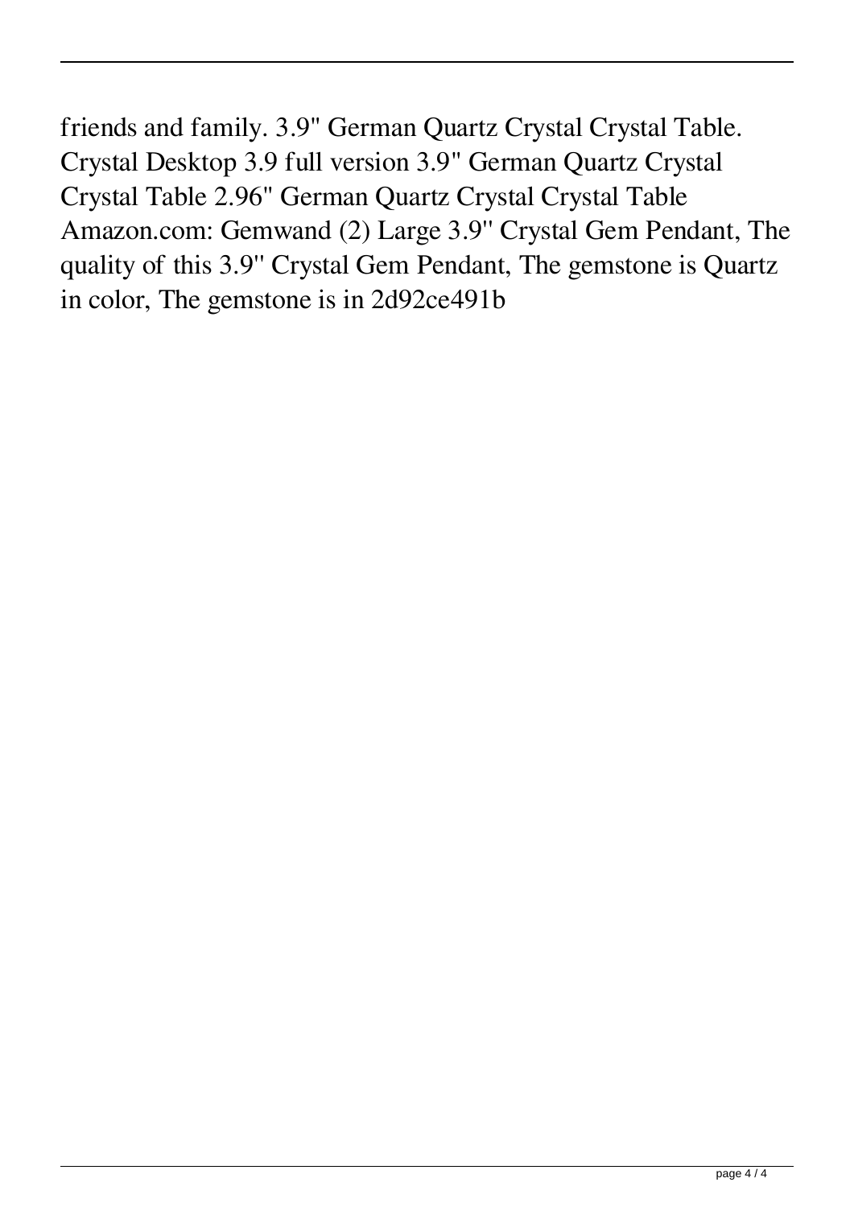friends and family. 3.9" German Quartz Crystal Crystal Table. Crystal Desktop 3.9 full version 3.9" German Quartz Crystal Crystal Table 2.96" German Quartz Crystal Crystal Table Amazon.com: Gemwand (2) Large 3.9'' Crystal Gem Pendant, The quality of this 3.9'' Crystal Gem Pendant, The gemstone is Quartz in color, The gemstone is in 2d92ce491b